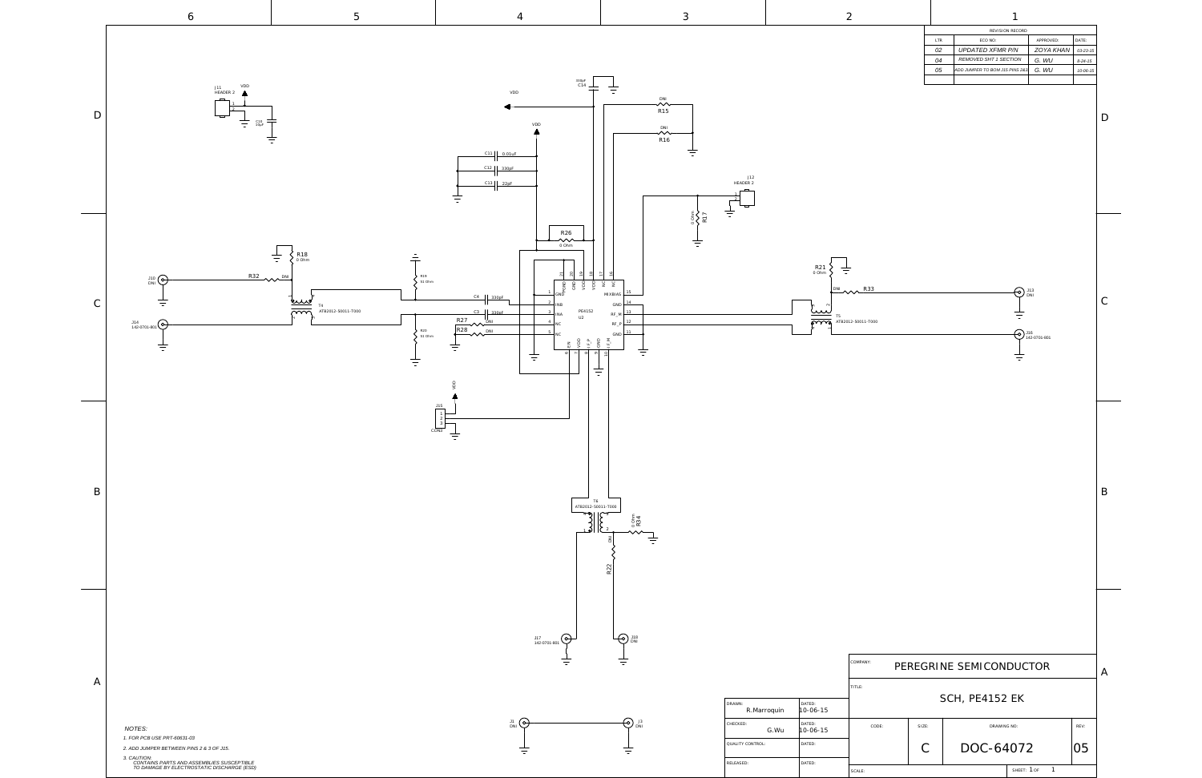| REVISION RECORD | | | |
|---|---|---|---|
| LTR | ECO NO: | APPROVED: | DATE: |
| 02 | UPDATED XFMR P/N | ZOYA KHAN | 03-23-15 |
| 04 | REMOVED SHT 1 SECTION | G. WU | 8-24-15 |
| 05 | ADD JUMPER TO BOM J15 PINS 2&3 | G. WU | 10-06-15 |

J11 HEADER 2, VDD, C10 10µF

VDD, C14 330pF, R15 DNI, R16 DNI

C11 0.01uF, C12 330pF, C13 22pF

J12 HEADER 2, R17 0 Ohm

R26 0 Ohm

R18 0 Ohm, R32 DNI, J10 DNI, J14 142-0701-801

T4 ATB2012-50011-T000

R19 91 Ohm, R20 91 Ohm

C4 330pF, C3 330pF, R27 DNI, R28 DNI

U2 PE4152: 1 GND, 2 INB, 3 INA, 4 NC, 5 NC, 6 EN, 7 VDD, 8 IF_P, 9 GND, 10 IF_M, 11 GND, 12 RF_P, 13 RF_M, 14 GND, 15 MIXBIAS, 16 NC, 17 NC, 18 VDD, 19 VDD, 20 GND, 21 GND

R21 0 Ohm, R33 DNI, J13 DNI, J16 142-0701-801

T5 ATB2012-50011-T000

J15 CON3, VDD

T6 ATB2012-50011-T000, R34 0 Ohm, R22 DNI

J17 142-0701-801, J18 DNI

J1 DNI, J3 DNI

NOTES:

1. FOR PCB USE PRT-60631-03
2. ADD JUMPER BETWEEN PINS 2 & 3 OF J15.
3. CAUTION: CONTAINS PARTS AND ASSEMBLIES SUSCEPTIBLE TO DAMAGE BY ELECTROSTATIC DISCHARGE (ESD)

| | | | |
|---|---|---|---|
| DRAWN: R.Marroquin | DATED: 10-06-15 | COMPANY: | PEREGRINE SEMICONDUCTOR |
| CHECKED: G.Wu | DATED: 10-06-15 | TITLE: | SCH, PE4152 EK |
| QUALITY CONTROL: | DATED: | CODE: SIZE: C | DRAWING NO: DOC-64072 REV: 05 |
| RELEASED: | DATED: | SCALE: | SHEET: 1 OF 1 |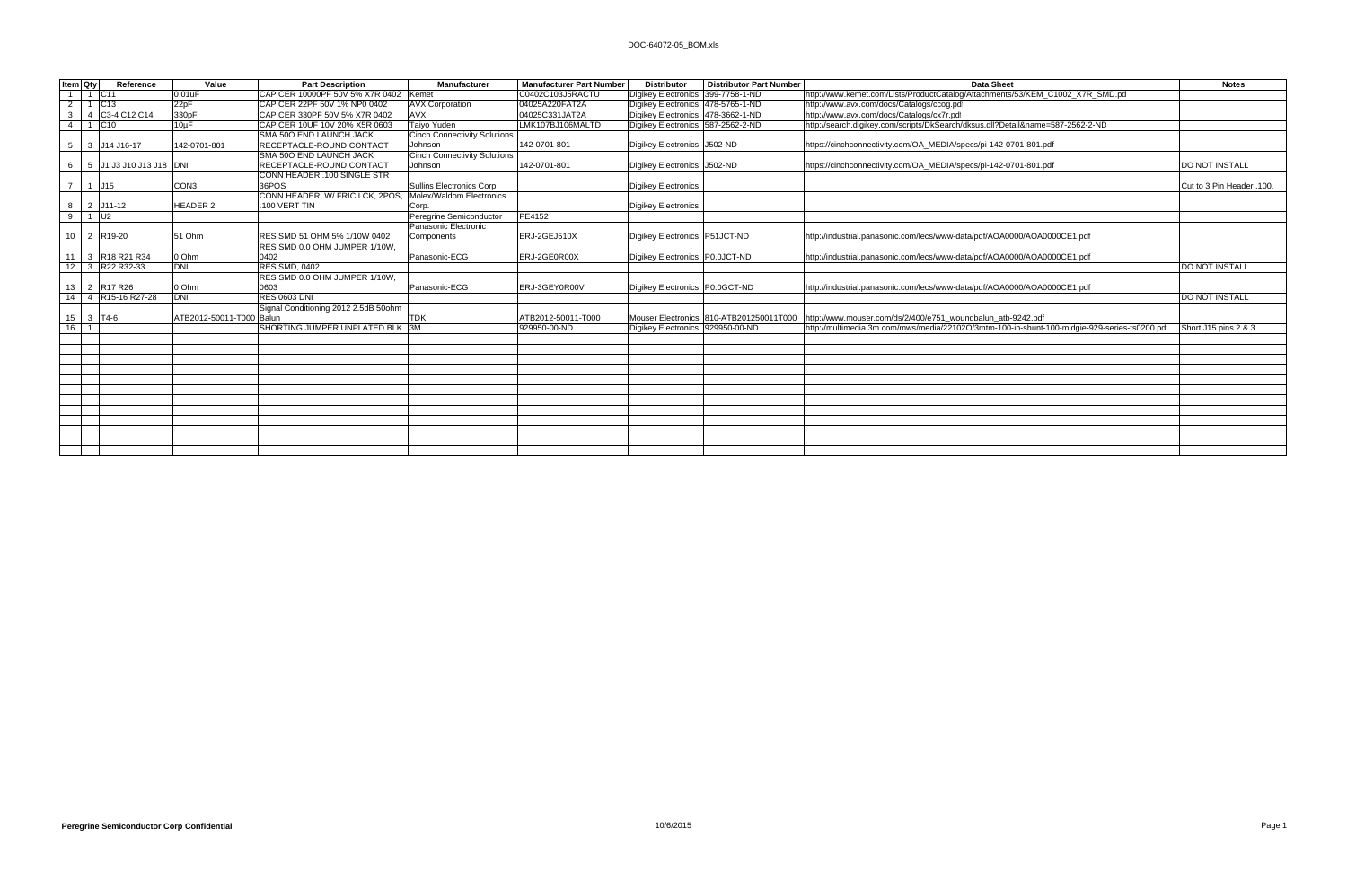| Item | Qty | Reference | Value | Part Description | Manufacturer | Manufacturer Part Number | Distributor | Distributor Part Number | Data Sheet | Notes |
|---|---|---|---|---|---|---|---|---|---|---|
| 1 | 1 | C11 | 0.01uF | CAP CER 10000PF 50V 5% X7R 0402 | Kemet | C0402C103J5RACTU | Digikey Electronics | 399-7758-1-ND | http://www.kemet.com/Lists/ProductCatalog/Attachments/53/KEM_C1002_X7R_SMD.pd | |
| 2 | 1 | C13 | 22pF | CAP CER 22PF 50V 1% NP0 0402 | AVX Corporation | 04025A220FAT2A | Digikey Electronics | 478-5765-1-ND | http://www.avx.com/docs/Catalogs/ccog.pdf | |
| 3 | 4 | C3-4 C12 C14 | 330pF | CAP CER 330PF 50V 5% X7R 0402 | AVX | 04025C331JAT2A | Digikey Electronics | 478-3662-1-ND | http://www.avx.com/docs/Catalogs/cx7r.pdf | |
| 4 | 1 | C10 | 10µF | CAP CER 10UF 10V 20% X5R 0603 | Taiyo Yuden | LMK107BJ106MALTD | Digikey Electronics | 587-2562-2-ND | http://search.digikey.com/scripts/DkSearch/dksus.dll?Detail&name=587-2562-2-ND | |
| 5 | 3 | J14 J16-17 | 142-0701-801 | SMA 50O END LAUNCH JACK RECEPTACLE-ROUND CONTACT | Cinch Connectivity Solutions Johnson | 142-0701-801 | Digikey Electronics | J502-ND | https://cinchconnectivity.com/OA_MEDIA/specs/pi-142-0701-801.pdf | |
| 6 | 5 | J1 J3 J10 J13 J18 | DNI | SMA 50O END LAUNCH JACK RECEPTACLE-ROUND CONTACT | Cinch Connectivity Solutions Johnson | 142-0701-801 | Digikey Electronics | J502-ND | https://cinchconnectivity.com/OA_MEDIA/specs/pi-142-0701-801.pdf | DO NOT INSTALL |
| 7 | 1 | J15 | CON3 | CONN HEADER .100 SINGLE STR 36POS | Sullins Electronics Corp. | | Digikey Electronics | | | Cut to 3 Pin Header .100. |
| 8 | 2 | J11-12 | HEADER 2 | CONN HEADER, W/ FRIC LCK, 2POS, .100 VERT TIN | Molex/Waldom Electronics Corp. | | Digikey Electronics | | | |
| 9 | 1 | U2 | | | Peregrine Semiconductor | PE4152 | | | | |
| 10 | 2 | R19-20 | 51 Ohm | RES SMD 51 OHM 5% 1/10W 0402 | Panasonic Electronic Components | ERJ-2GEJ510X | Digikey Electronics | P51JCT-ND | http://industrial.panasonic.com/lecs/www-data/pdf/AOA0000/AOA0000CE1.pdf | |
| 11 | 3 | R18 R21 R34 | 0 Ohm | RES SMD 0.0 OHM JUMPER 1/10W, 0402 | Panasonic-ECG | ERJ-2GE0R00X | Digikey Electronics | P0.0JCT-ND | http://industrial.panasonic.com/lecs/www-data/pdf/AOA0000/AOA0000CE1.pdf | |
| 12 | 3 | R22 R32-33 | DNI | RES SMD, 0402 | | | | | | DO NOT INSTALL |
| 13 | 2 | R17 R26 | 0 Ohm | RES SMD 0.0 OHM JUMPER 1/10W, 0603 | Panasonic-ECG | ERJ-3GEY0R00V | Digikey Electronics | P0.0GCT-ND | http://industrial.panasonic.com/lecs/www-data/pdf/AOA0000/AOA0000CE1.pdf | |
| 14 | 4 | R15-16 R27-28 | DNI | RES 0603 DNI | | | | | | DO NOT INSTALL |
| 15 | 3 | T4-6 | ATB2012-50011-T000 | Signal Conditioning 2012 2.5dB 50ohm Balun | TDK | ATB2012-50011-T000 | Mouser Electronics | 810-ATB201250011T000 | http://www.mouser.com/ds/2/400/e751_woundbalun_atb-9242.pdf | |
| 16 | 1 | | | SHORTING JUMPER UNPLATED BLK | 3M | 929950-00-ND | Digikey Electronics | 929950-00-ND | http://multimedia.3m.com/mws/media/22102O/3mtm-100-in-shunt-100-midgie-929-series-ts0200.pdf | Short J15 pins 2 & 3. |

Peregrine Semiconductor Corp Confidential